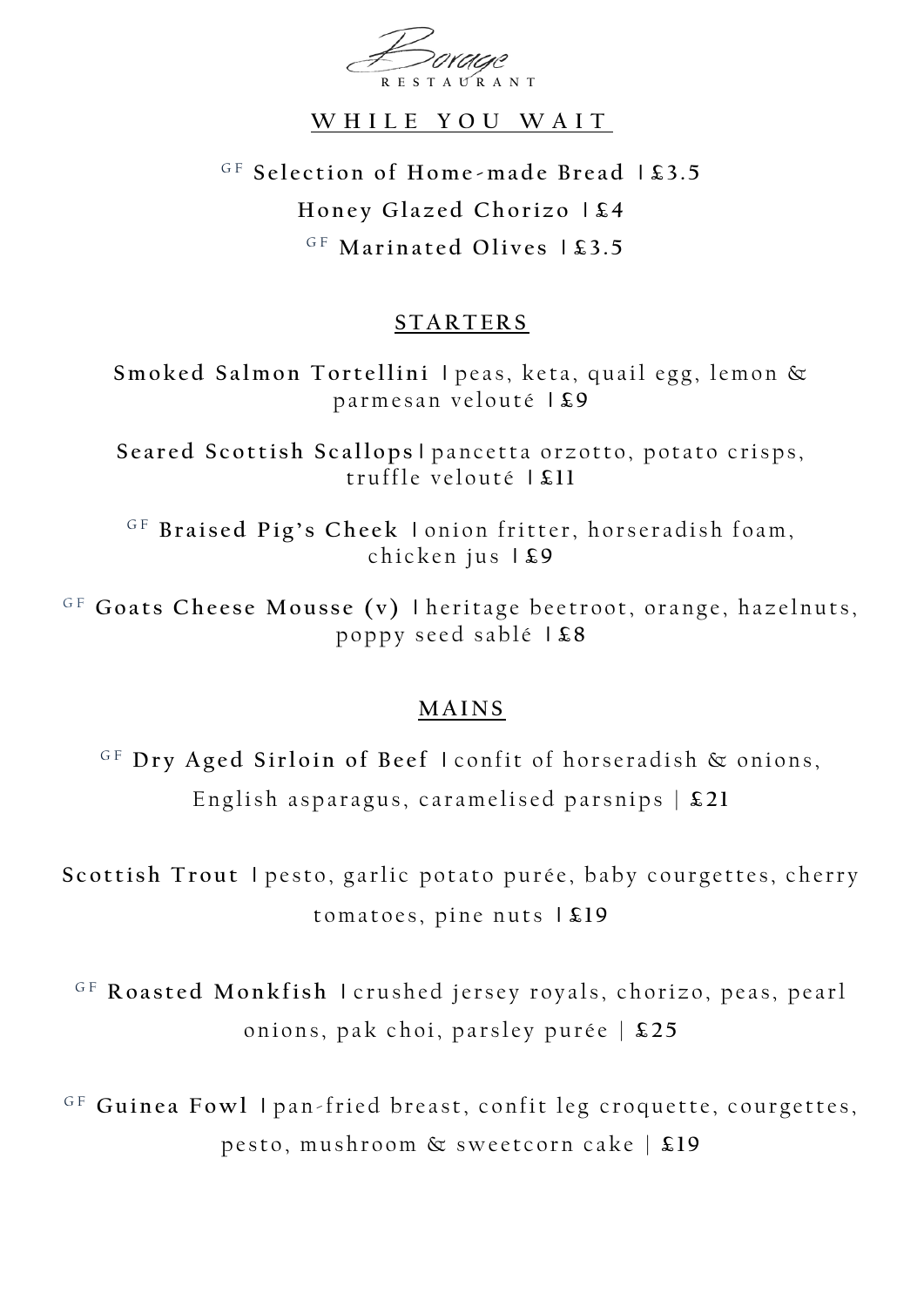# Borage

RESTAURANT

## WHILE YOU WAIT

GF **Selection of Home-made Bread** | **£3.5**

**Honey Glazed Chorizo** | **£4**

GF **Marinated Olives** | **£3.5**

## STARTERS

**Smoked Salmon Tortellini** | peas, keta, quail egg, lemon & parmesan velouté | **£9**

**Seared Scottish Scallops** | pancetta orzotto, potato crisps, truffle velouté | **£11**

GF **Braised Pig's Cheek** | onion fritter, horseradish foam, chicken jus | **£9**

GF **Goats Cheese Mousse (v)** | heritage beetroot, orange, hazelnuts, poppy seed sablé | **£8**

## MAINS

GF **Dry Aged Sirloin of Beef** | confit of horseradish & onions, English asparagus, caramelised parsnips | **£21**

**Scottish Trout** | pesto, garlic potato purée, baby courgettes, cherry tomatoes, pine nuts | **£19**

GF **Roasted Monkfish** | crushed jersey royals, chorizo, peas, pearl onions, pak choi, parsley purée | **£25**

GF **Guinea Fowl** | pan-fried breast, confit leg croquette, courgettes, pesto, mushroom & sweetcorn cake | **£19**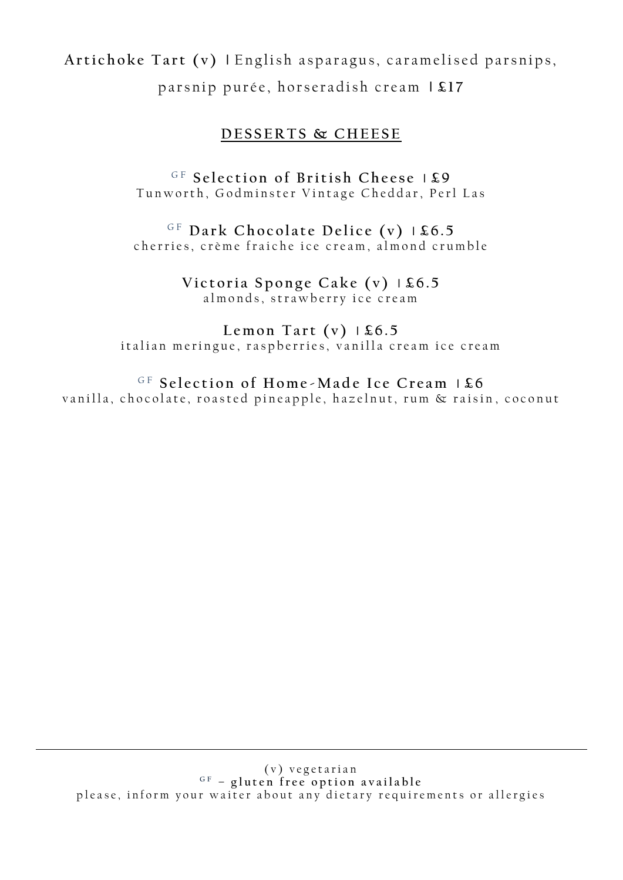**Artichoke Tart (v)** | English asparagus, caramelised parsnips, parsnip purée, horseradish cream | £17

## DESSERTS & CHEESE

GF **Selection of British Cheese** | £9
Tunworth, Godminster Vintage Cheddar, Perl Las

GF **Dark Chocolate Delice (v)** | £6.5
cherries, crème fraiche ice cream, almond crumble

**Victoria Sponge Cake (v)** | £6.5
almonds, strawberry ice cream

**Lemon Tart (v)** | £6.5
italian meringue, raspberries, vanilla cream ice cream

GF **Selection of Home-Made Ice Cream** | £6
vanilla, chocolate, roasted pineapple, hazelnut, rum & raisin, coconut

---

(v) vegetarian
GF – **gluten free option available**
please, inform your waiter about any dietary requirements or allergies